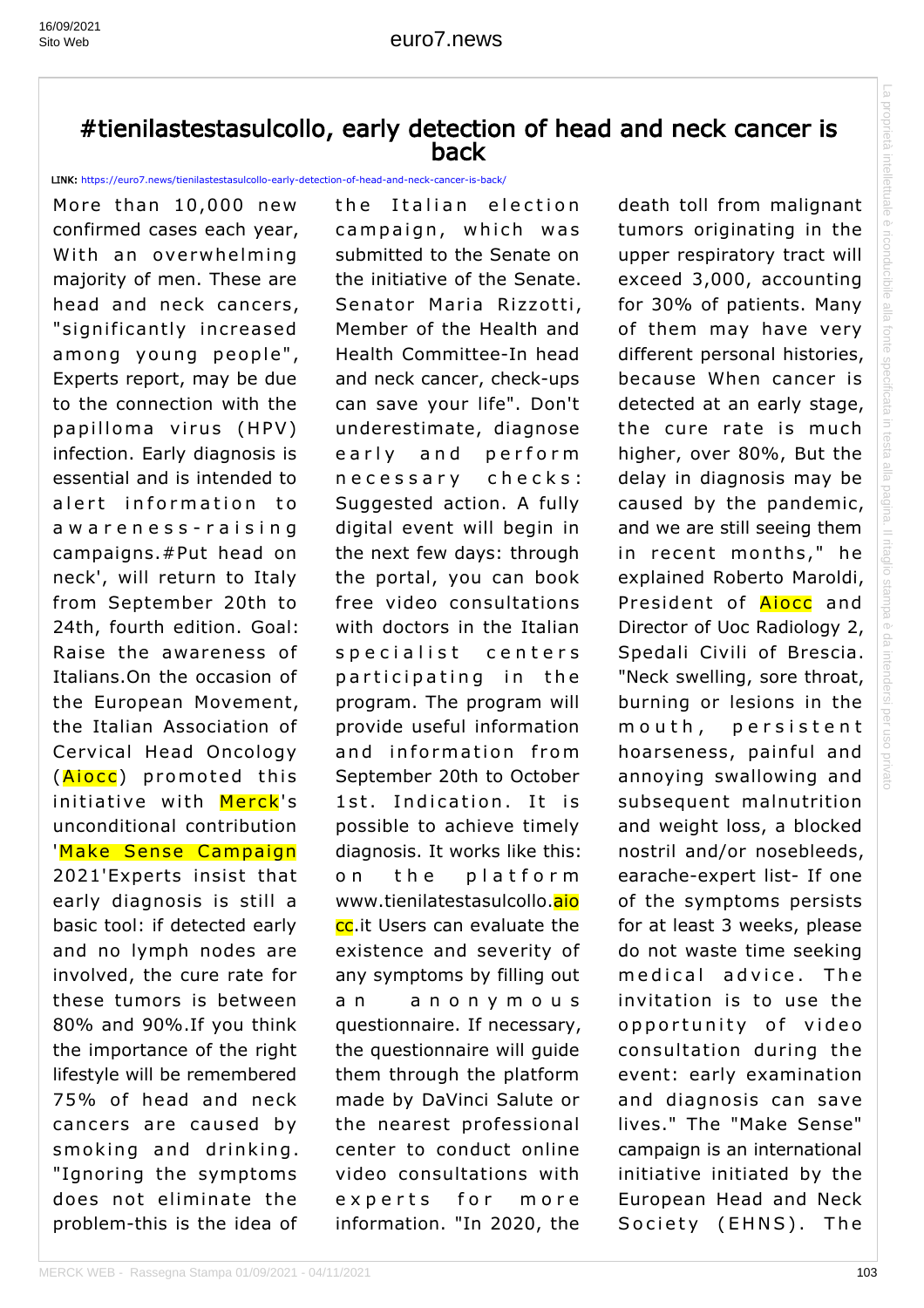# #tienilastestasulcollo, early detection of head and neck cancer is back

**LINK:** https://euro7.news/tienilastestasulcollo-early-detection-of-head-and-neck-cancer-is-back/

More than 10,000 new confirmed cases each year, With an overwhelming majority of men. These are head and neck cancers, "significantly increased among young people", Experts report, may be due to the connection with the papilloma virus (HPV) infection. Early diagnosis is essential and is intended to alert information to awareness-raising campaigns.#Put head on neck', will return to Italy from September 20th to 24th, fourth edition. Goal: Raise the awareness of Italians.On the occasion of the European Movement, the Italian Association of Cervical Head Oncology (Aiocc) promoted this initiative with Merck's unconditional contribution 'Make Sense Campaign 2021'Experts insist that early diagnosis is still a basic tool: if detected early and no lymph nodes are involved, the cure rate for these tumors is between 80% and 90%.If you think the importance of the right lifestyle will be remembered 75% of head and neck cancers are caused by smoking and drinking. "Ignoring the symptoms does not eliminate the problem-this is the idea of the Italian election campaign, which was submitted to the Senate on the initiative of the Senate. Senator Maria Rizzotti, Member of the Health and Health Committee-In head and neck cancer, check-ups can save your life". Don't underestimate, diagnose early and perform necessary checks: Suggested action. A fully digital event will begin in the next few days: through the portal, you can book free video consultations with doctors in the Italian specialist centers participating in the program. The program will provide useful information and information from September 20th to October 1st. Indication. It is possible to achieve timely diagnosis. It works like this: on the platform www.tienilatestasulcollo.aiocc.it Users can evaluate the existence and severity of any symptoms by filling out an anonymous questionnaire. If necessary, the questionnaire will guide them through the platform made by DaVinci Salute or the nearest professional center to conduct online video consultations with experts for more information. "In 2020, the death toll from malignant tumors originating in the upper respiratory tract will exceed 3,000, accounting for 30% of patients. Many of them may have very different personal histories, because When cancer is detected at an early stage, the cure rate is much higher, over 80%, But the delay in diagnosis may be caused by the pandemic, and we are still seeing them in recent months," he explained Roberto Maroldi, President of Aiocc and Director of Uoc Radiology 2, Spedali Civili of Brescia. "Neck swelling, sore throat, burning or lesions in the mouth, persistent hoarseness, painful and annoying swallowing and subsequent malnutrition and weight loss, a blocked nostril and/or nosebleeds, earache-expert list- If one of the symptoms persists for at least 3 weeks, please do not waste time seeking medical advice. The invitation is to use the opportunity of video consultation during the event: early examination and diagnosis can save lives." The "Make Sense" campaign is an international initiative initiated by the European Head and Neck Society (EHNS). The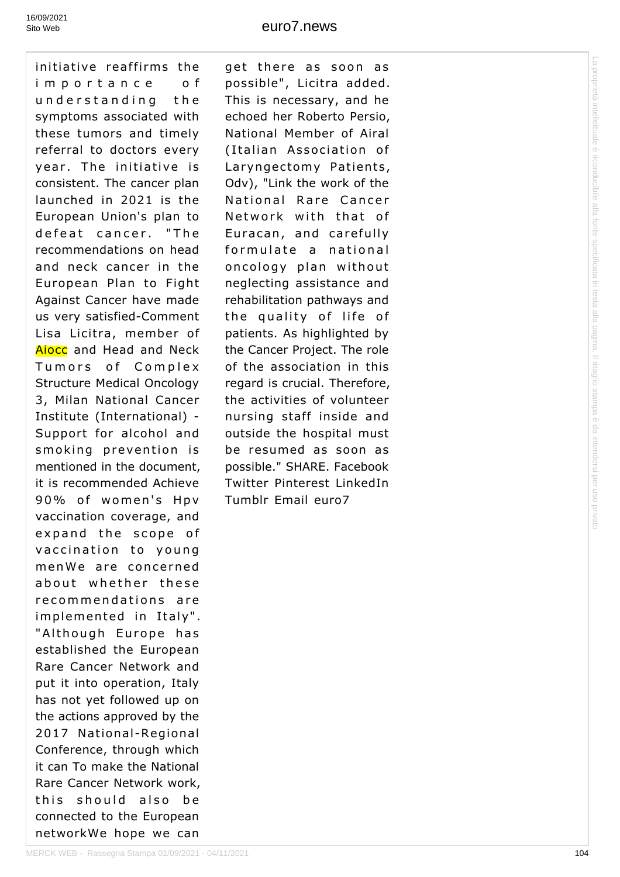initiative reaffirms the importance of understanding the symptoms associated with these tumors and timely referral to doctors every year. The initiative is consistent. The cancer plan launched in 2021 is the European Union's plan to defeat cancer. "The recommendations on head and neck cancer in the European Plan to Fight Against Cancer have made us very satisfied-Comment Lisa Licitra, member of Aiocc and Head and Neck Tumors of Complex Structure Medical Oncology 3, Milan National Cancer Institute (International) - Support for alcohol and smoking prevention is mentioned in the document, it is recommended Achieve 90% of women's Hpv vaccination coverage, and expand the scope of vaccination to young menWe are concerned about whether these recommendations are implemented in Italy". "Although Europe has established the European Rare Cancer Network and put it into operation, Italy has not yet followed up on the actions approved by the 2017 National-Regional Conference, through which it can To make the National Rare Cancer Network work, this should also be connected to the European networkWe hope we can get there as soon as possible", Licitra added. This is necessary, and he echoed her Roberto Persio, National Member of Airal (Italian Association of Laryngectomy Patients, Odv), "Link the work of the National Rare Cancer Network with that of Euracan, and carefully formulate a national oncology plan without neglecting assistance and rehabilitation pathways and the quality of life of patients. As highlighted by the Cancer Project. The role of the association in this regard is crucial. Therefore, the activities of volunteer nursing staff inside and outside the hospital must be resumed as soon as possible." SHARE. Facebook Twitter Pinterest LinkedIn Tumblr Email euro7